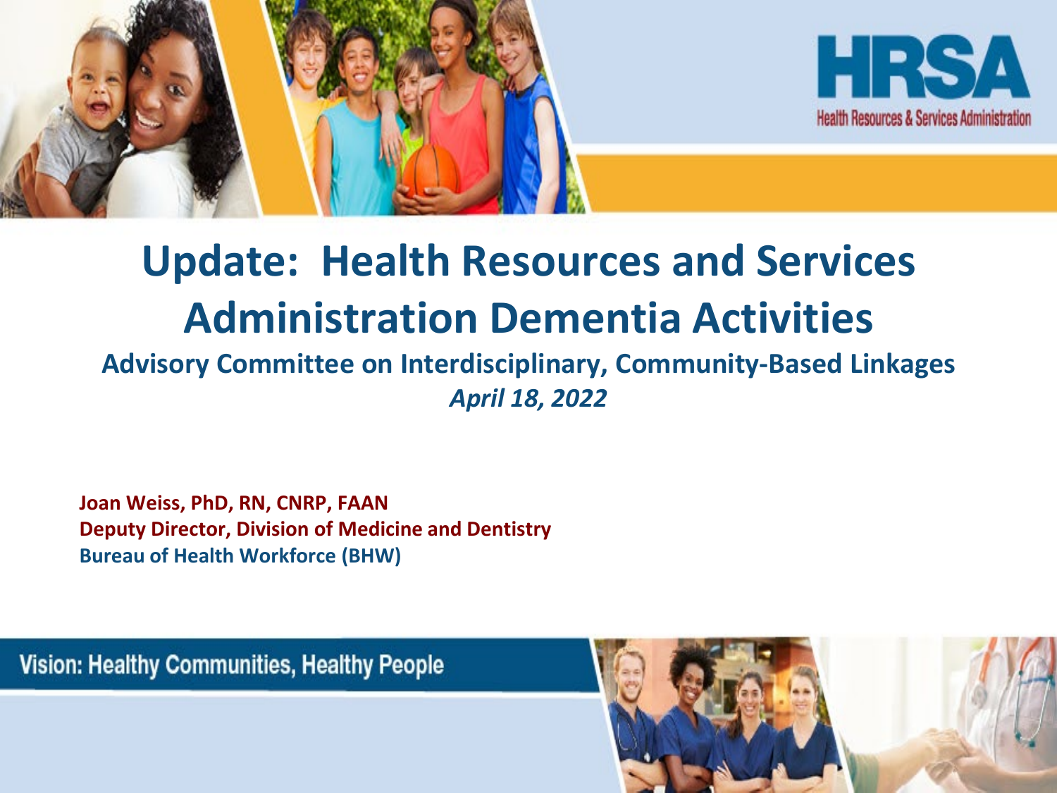HRSA

Health Resources & Services Administration

# Update: Health Resources and Services Administration Dementia Activities

## Advisory Committee on Interdisciplinary, Community-Based Linkages

***April 18, 2022***

**Joan Weiss, PhD, RN, CNRP, FAAN**
**Deputy Director, Division of Medicine and Dentistry**
**Bureau of Health Workforce (BHW)**

Vision: Healthy Communities, Healthy People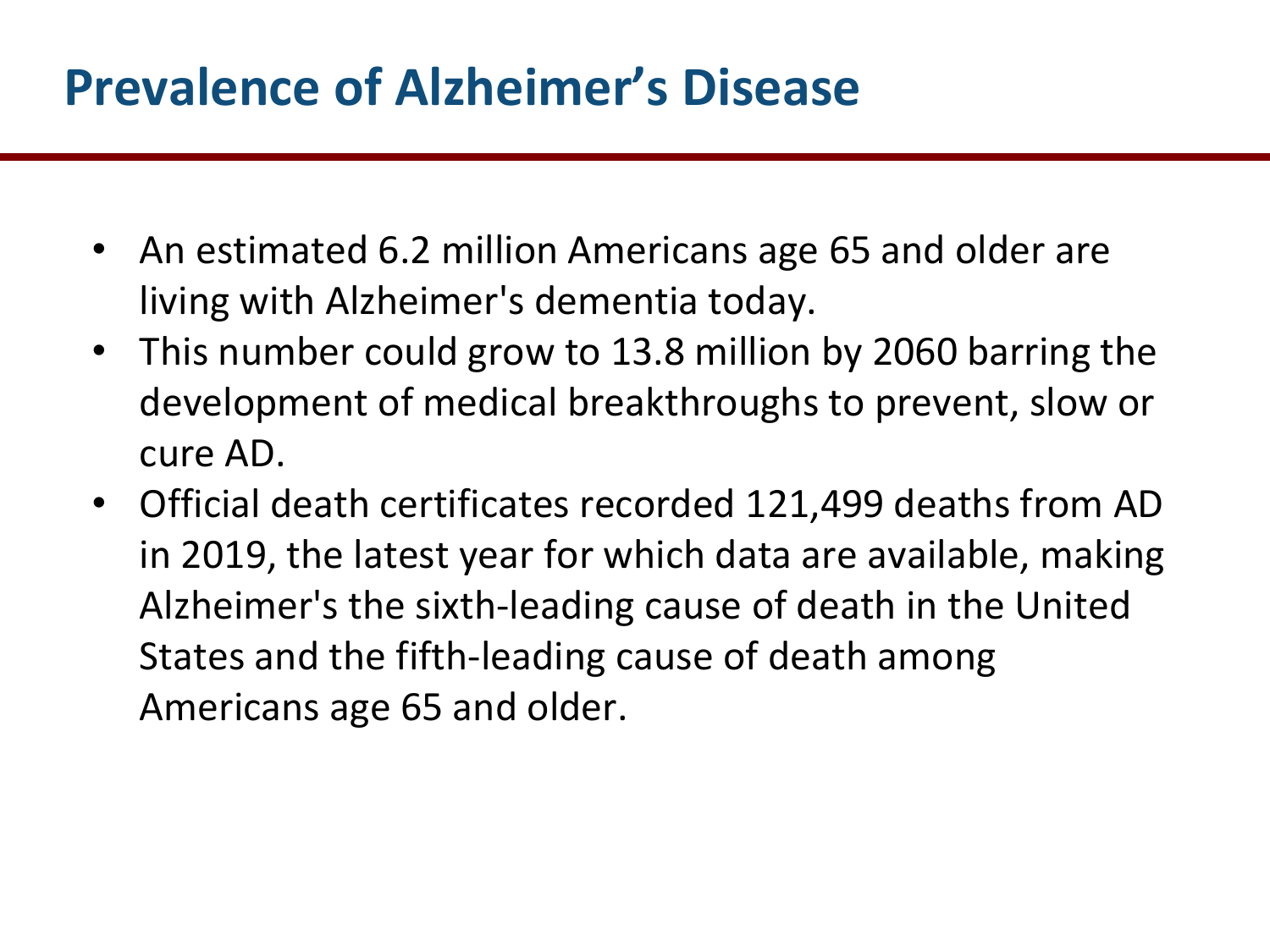# Prevalence of Alzheimer's Disease

- An estimated 6.2 million Americans age 65 and older are living with Alzheimer's dementia today.
- This number could grow to 13.8 million by 2060 barring the development of medical breakthroughs to prevent, slow or cure AD.
- Official death certificates recorded 121,499 deaths from AD in 2019, the latest year for which data are available, making Alzheimer's the sixth-leading cause of death in the United States and the fifth-leading cause of death among Americans age 65 and older.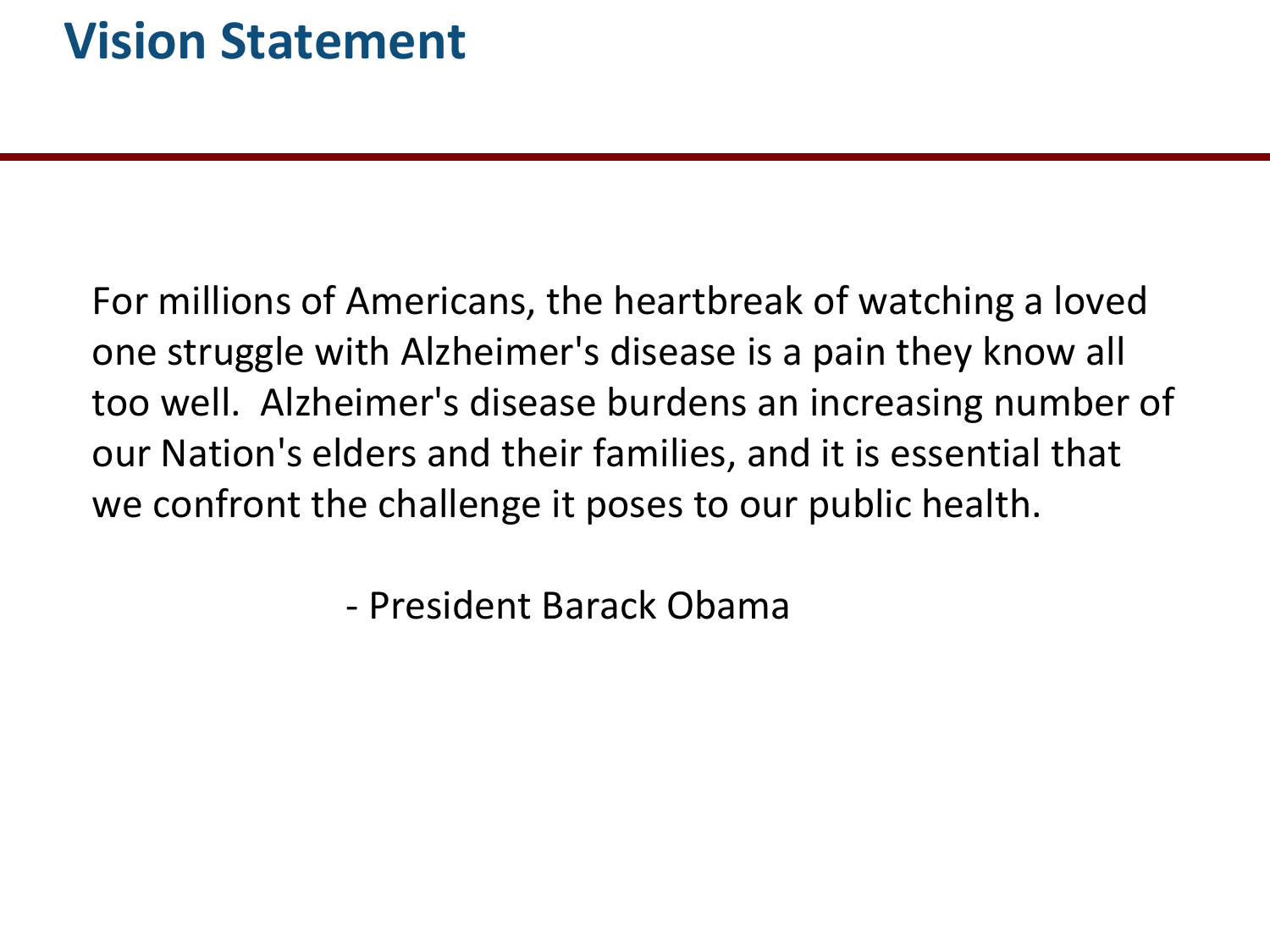# Vision Statement

For millions of Americans, the heartbreak of watching a loved one struggle with Alzheimer's disease is a pain they know all too well. Alzheimer's disease burdens an increasing number of our Nation's elders and their families, and it is essential that we confront the challenge it poses to our public health.

- President Barack Obama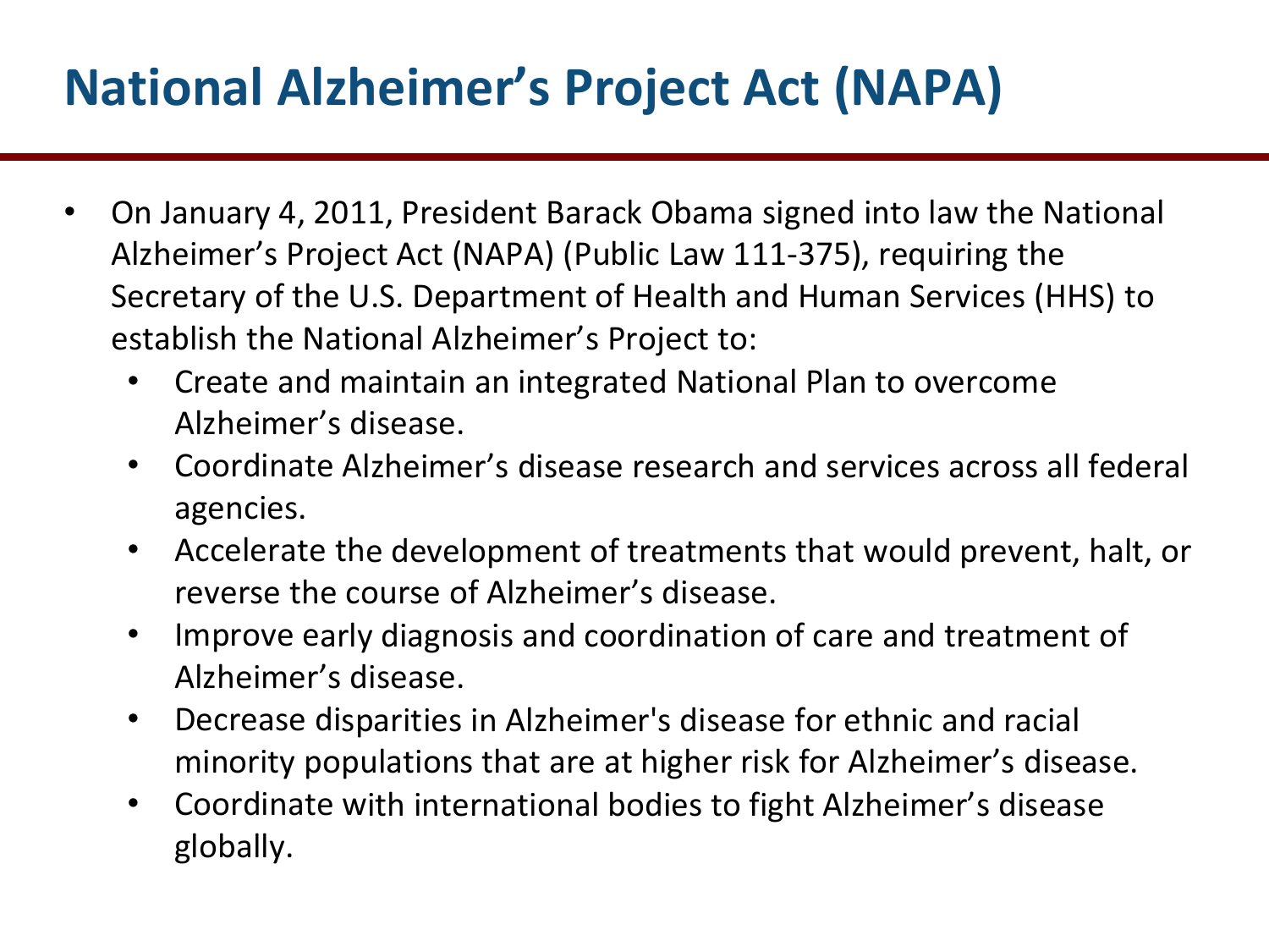# National Alzheimer's Project Act (NAPA)

- On January 4, 2011, President Barack Obama signed into law the National Alzheimer's Project Act (NAPA) (Public Law 111-375), requiring the Secretary of the U.S. Department of Health and Human Services (HHS) to establish the National Alzheimer's Project to:
  - Create and maintain an integrated National Plan to overcome Alzheimer's disease.
  - Coordinate Alzheimer's disease research and services across all federal agencies.
  - Accelerate the development of treatments that would prevent, halt, or reverse the course of Alzheimer's disease.
  - Improve early diagnosis and coordination of care and treatment of Alzheimer's disease.
  - Decrease disparities in Alzheimer's disease for ethnic and racial minority populations that are at higher risk for Alzheimer's disease.
  - Coordinate with international bodies to fight Alzheimer's disease globally.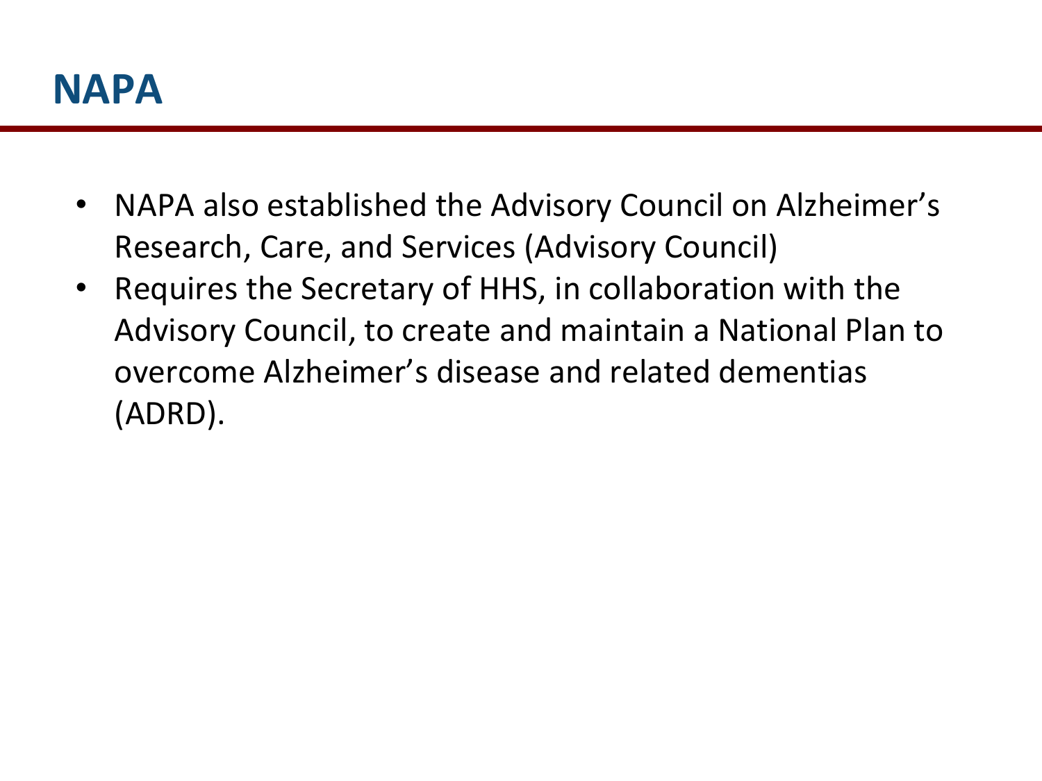# NAPA

- NAPA also established the Advisory Council on Alzheimer's Research, Care, and Services (Advisory Council)
- Requires the Secretary of HHS, in collaboration with the Advisory Council, to create and maintain a National Plan to overcome Alzheimer's disease and related dementias (ADRD).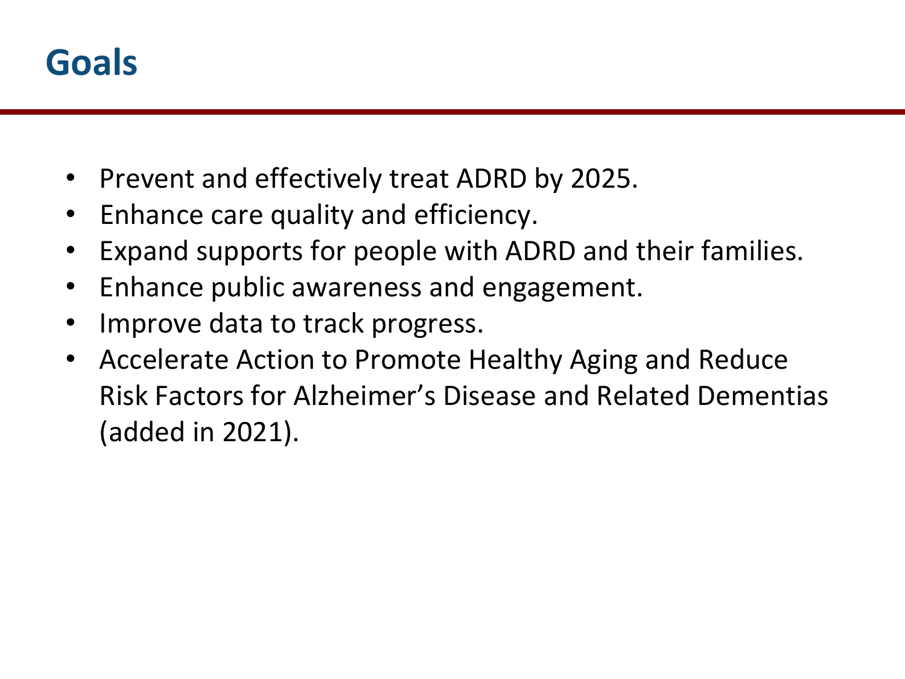# Goals

- Prevent and effectively treat ADRD by 2025.
- Enhance care quality and efficiency.
- Expand supports for people with ADRD and their families.
- Enhance public awareness and engagement.
- Improve data to track progress.
- Accelerate Action to Promote Healthy Aging and Reduce Risk Factors for Alzheimer's Disease and Related Dementias (added in 2021).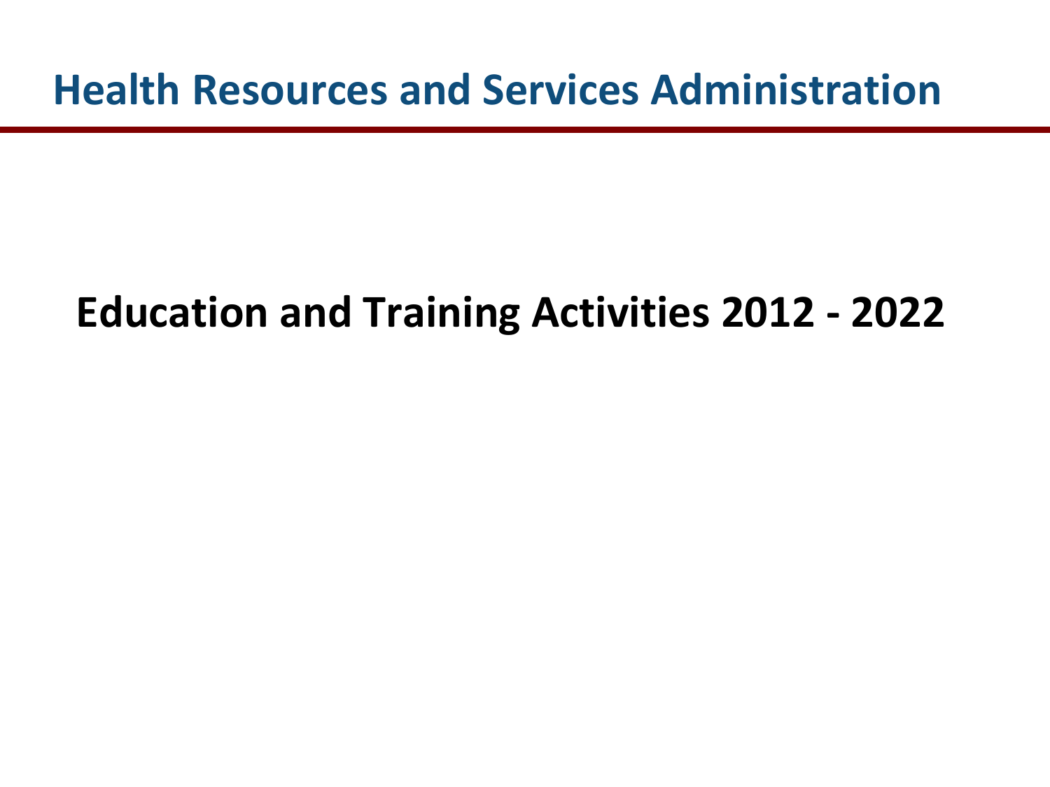# Health Resources and Services Administration

## Education and Training Activities 2012 - 2022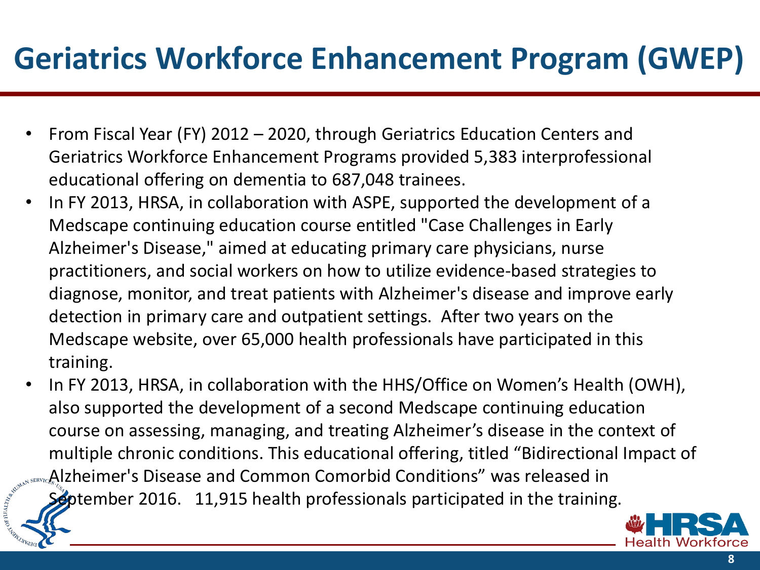# Geriatrics Workforce Enhancement Program (GWEP)

- From Fiscal Year (FY) 2012 – 2020, through Geriatrics Education Centers and Geriatrics Workforce Enhancement Programs provided 5,383 interprofessional educational offering on dementia to 687,048 trainees.
- In FY 2013, HRSA, in collaboration with ASPE, supported the development of a Medscape continuing education course entitled "Case Challenges in Early Alzheimer's Disease," aimed at educating primary care physicians, nurse practitioners, and social workers on how to utilize evidence-based strategies to diagnose, monitor, and treat patients with Alzheimer's disease and improve early detection in primary care and outpatient settings. After two years on the Medscape website, over 65,000 health professionals have participated in this training.
- In FY 2013, HRSA, in collaboration with the HHS/Office on Women's Health (OWH), also supported the development of a second Medscape continuing education course on assessing, managing, and treating Alzheimer's disease in the context of multiple chronic conditions. This educational offering, titled "Bidirectional Impact of Alzheimer's Disease and Common Comorbid Conditions" was released in September 2016. 11,915 health professionals participated in the training.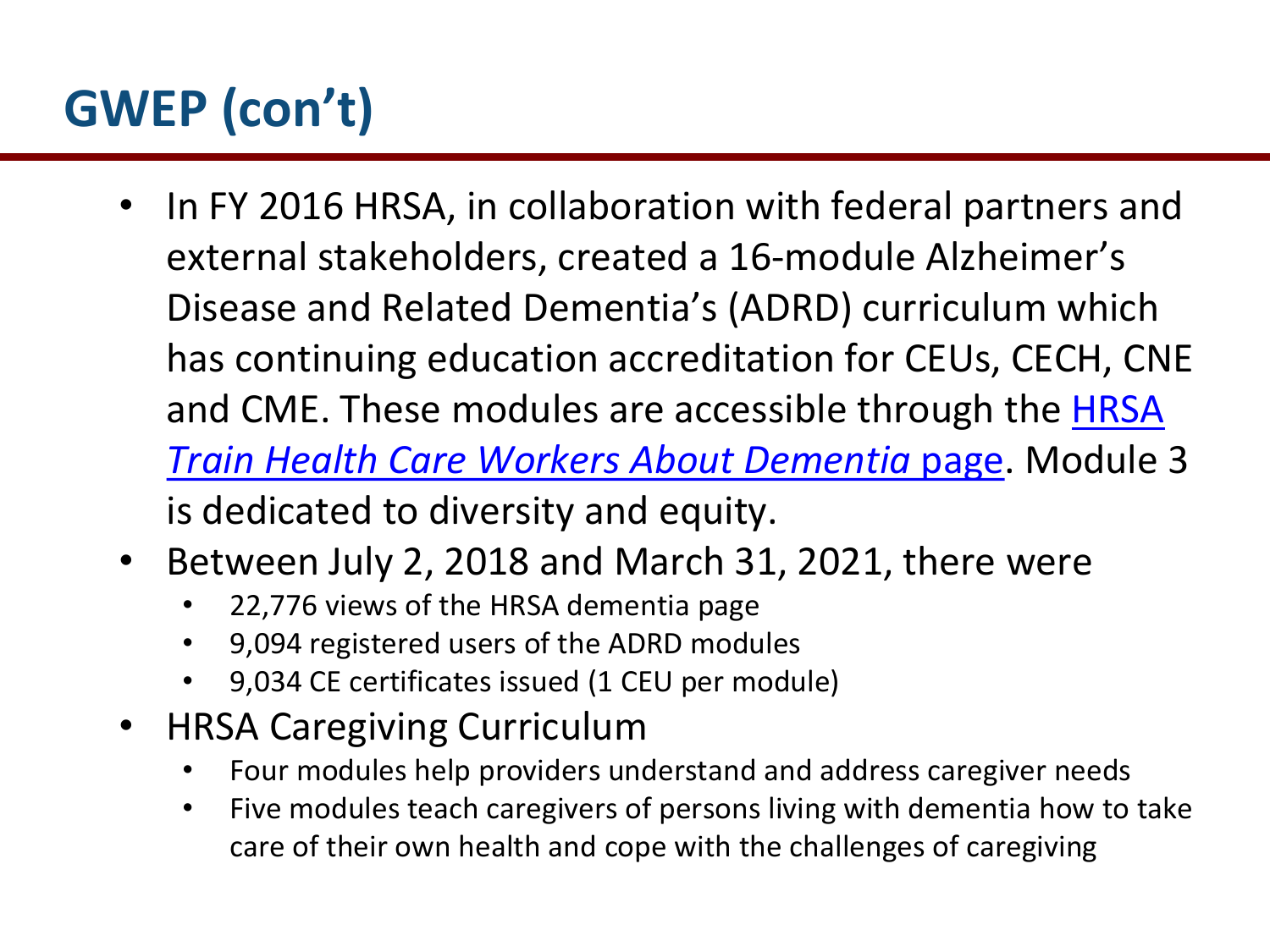# GWEP (con't)

- In FY 2016 HRSA, in collaboration with federal partners and external stakeholders, created a 16-module Alzheimer's Disease and Related Dementia's (ADRD) curriculum which has continuing education accreditation for CEUs, CECH, CNE and CME. These modules are accessible through the [HRSA *Train Health Care Workers About Dementia* page](). Module 3 is dedicated to diversity and equity.
- Between July 2, 2018 and March 31, 2021, there were
  - 22,776 views of the HRSA dementia page
  - 9,094 registered users of the ADRD modules
  - 9,034 CE certificates issued (1 CEU per module)
- HRSA Caregiving Curriculum
  - Four modules help providers understand and address caregiver needs
  - Five modules teach caregivers of persons living with dementia how to take care of their own health and cope with the challenges of caregiving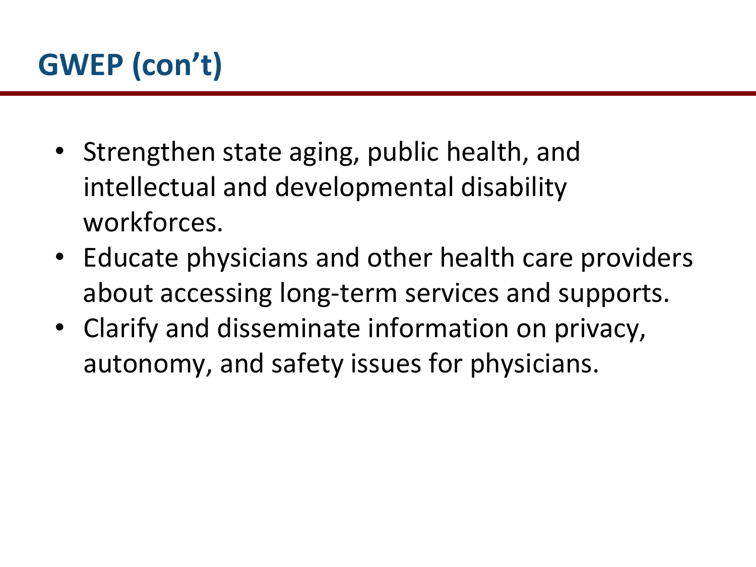# GWEP (con't)

- Strengthen state aging, public health, and intellectual and developmental disability workforces.
- Educate physicians and other health care providers about accessing long-term services and supports.
- Clarify and disseminate information on privacy, autonomy, and safety issues for physicians.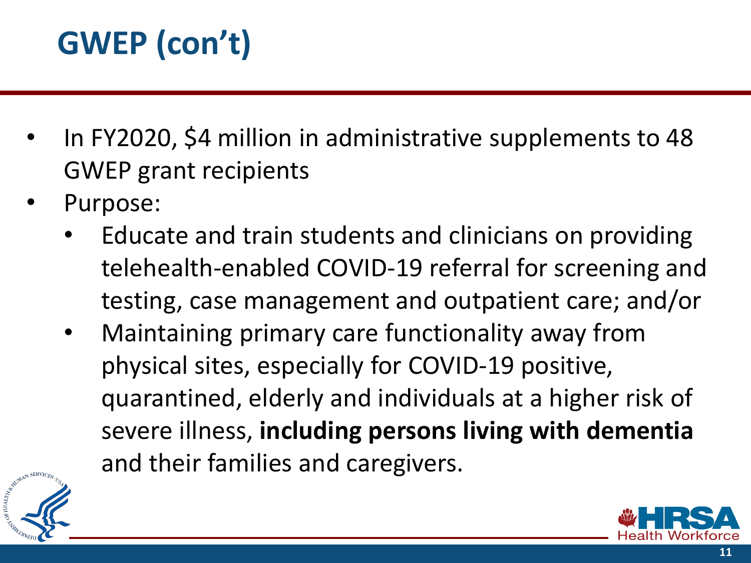# GWEP (con't)

- In FY2020, $4 million in administrative supplements to 48 GWEP grant recipients
- Purpose:
  - Educate and train students and clinicians on providing telehealth-enabled COVID-19 referral for screening and testing, case management and outpatient care; and/or
  - Maintaining primary care functionality away from physical sites, especially for COVID-19 positive, quarantined, elderly and individuals at a higher risk of severe illness, **including persons living with dementia** and their families and caregivers.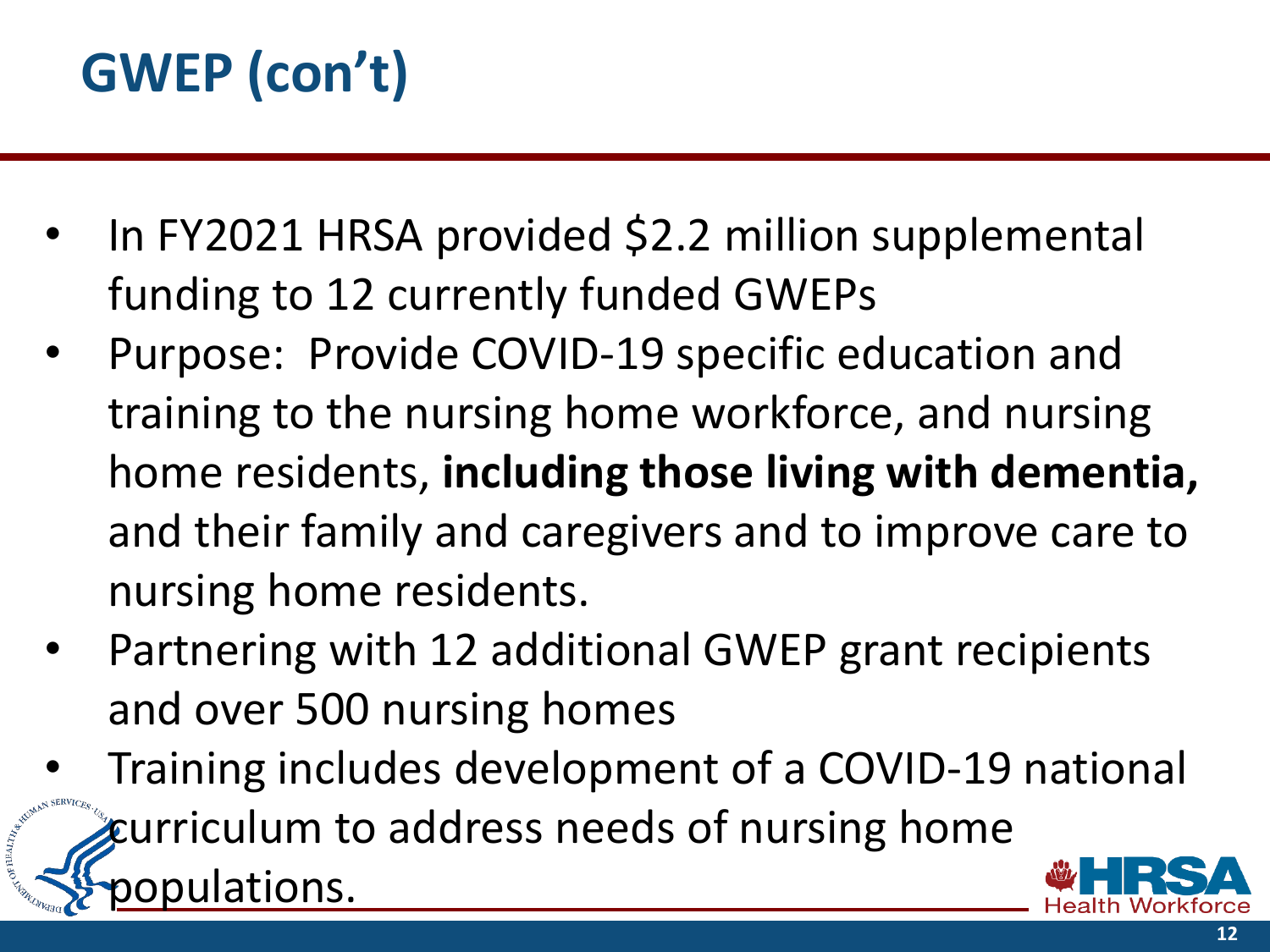# GWEP (con't)

- In FY2021 HRSA provided $2.2 million supplemental funding to 12 currently funded GWEPs
- Purpose: Provide COVID-19 specific education and training to the nursing home workforce, and nursing home residents, **including those living with dementia,** and their family and caregivers and to improve care to nursing home residents.
- Partnering with 12 additional GWEP grant recipients and over 500 nursing homes
- Training includes development of a COVID-19 national curriculum to address needs of nursing home populations.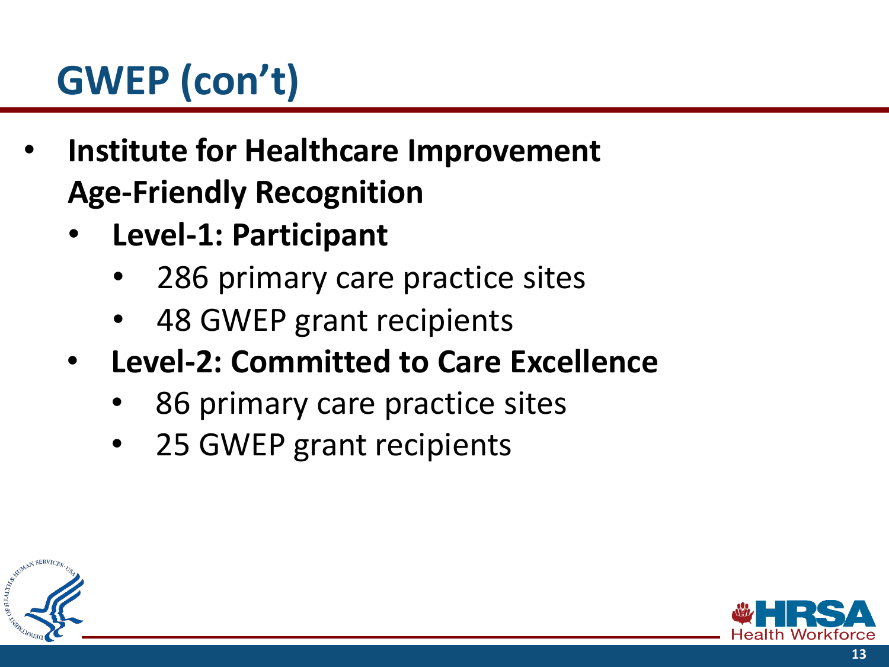# GWEP (con't)

- **Institute for Healthcare Improvement Age-Friendly Recognition**
  - **Level-1: Participant**
    - 286 primary care practice sites
    - 48 GWEP grant recipients
  - **Level-2: Committed to Care Excellence**
    - 86 primary care practice sites
    - 25 GWEP grant recipients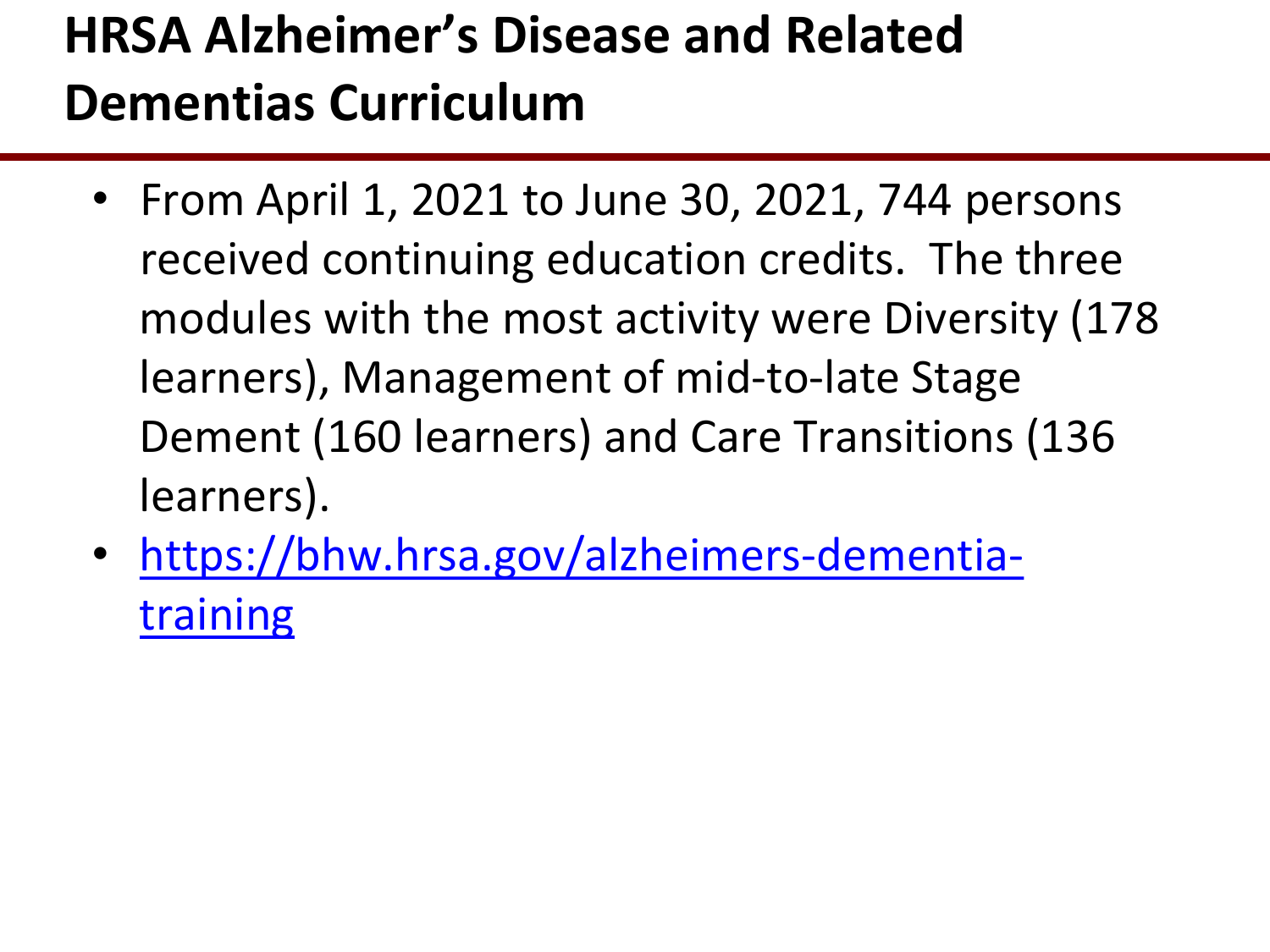# HRSA Alzheimer's Disease and Related Dementias Curriculum

- From April 1, 2021 to June 30, 2021, 744 persons received continuing education credits. The three modules with the most activity were Diversity (178 learners), Management of mid-to-late Stage Dement (160 learners) and Care Transitions (136 learners).
- [https://bhw.hrsa.gov/alzheimers-dementia-training](https://bhw.hrsa.gov/alzheimers-dementia-training)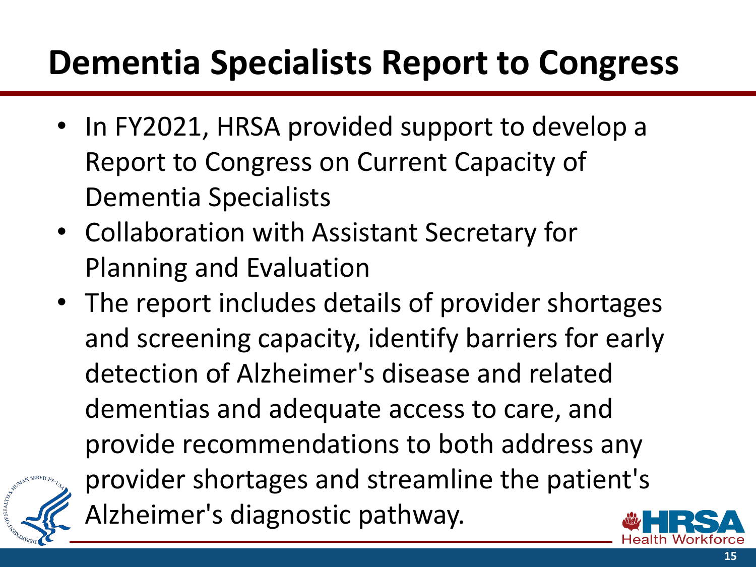# Dementia Specialists Report to Congress

- In FY2021, HRSA provided support to develop a Report to Congress on Current Capacity of Dementia Specialists
- Collaboration with Assistant Secretary for Planning and Evaluation
- The report includes details of provider shortages and screening capacity, identify barriers for early detection of Alzheimer's disease and related dementias and adequate access to care, and provide recommendations to both address any provider shortages and streamline the patient's Alzheimer's diagnostic pathway.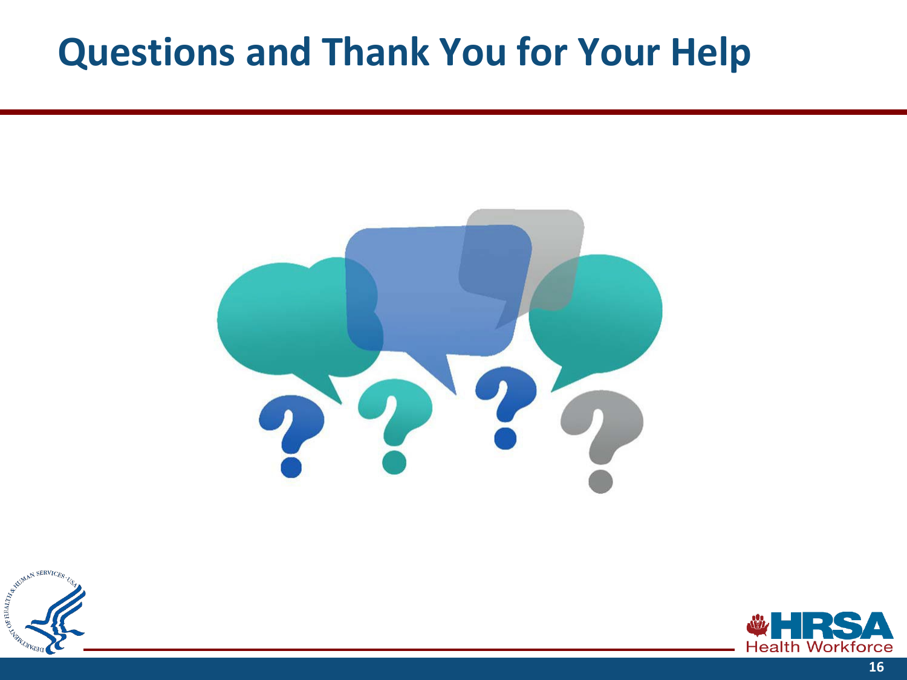# Questions and Thank You for Your Help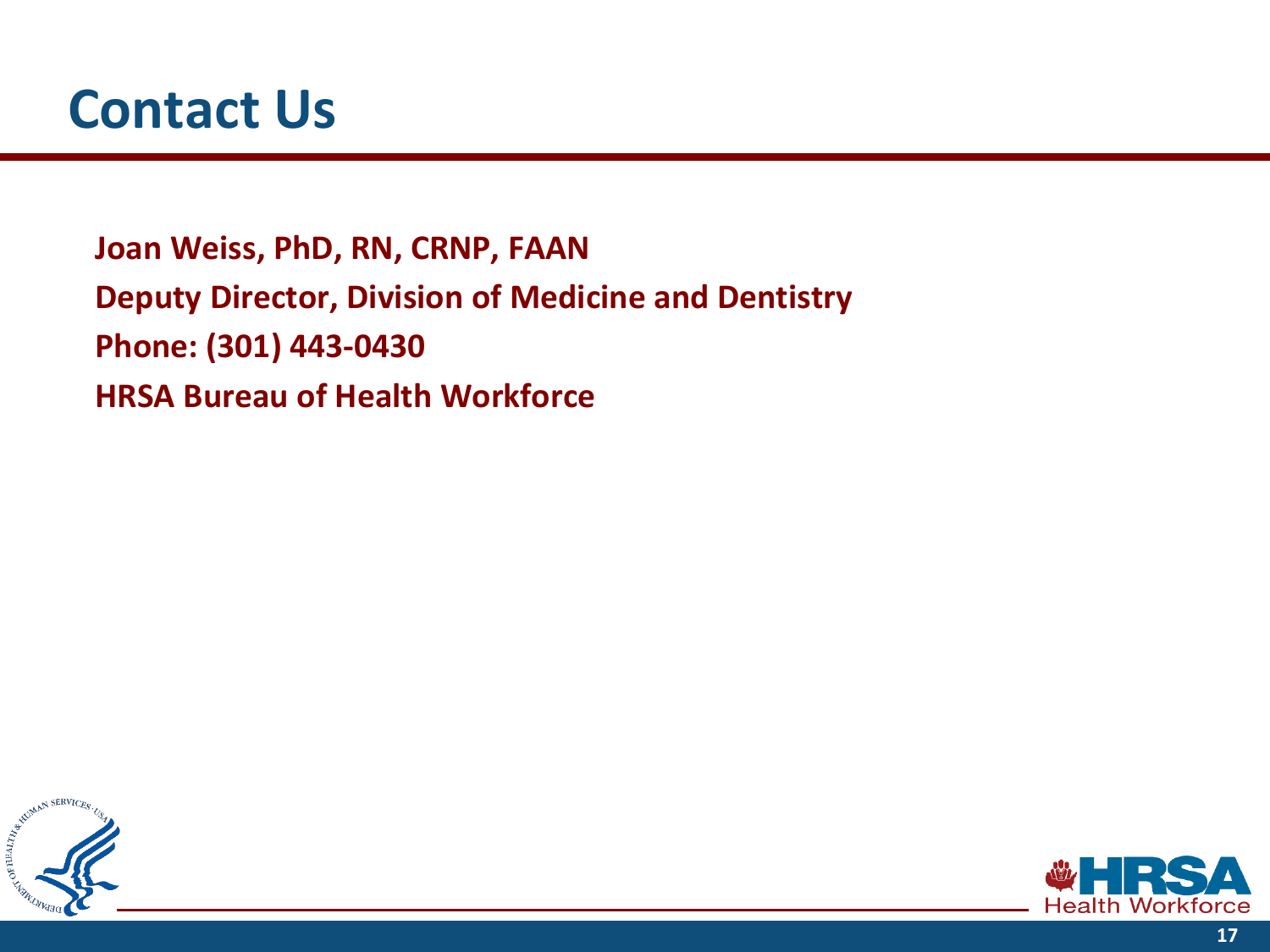# Contact Us

**Joan Weiss, PhD, RN, CRNP, FAAN**

**Deputy Director, Division of Medicine and Dentistry**

**Phone: (301) 443-0430**

**HRSA Bureau of Health Workforce**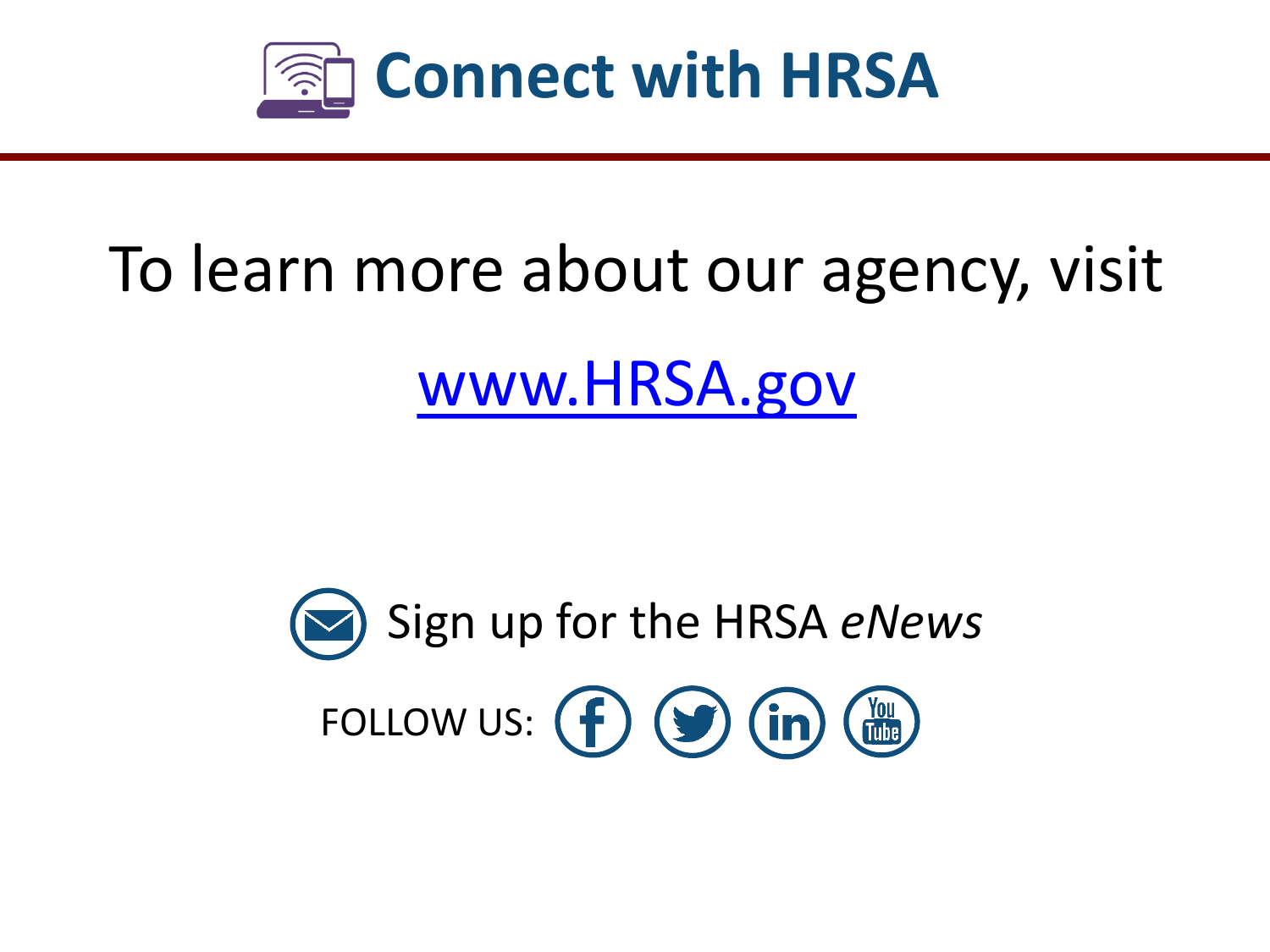# Connect with HRSA

To learn more about our agency, visit

www.HRSA.gov

Sign up for the HRSA *eNews*

FOLLOW US: